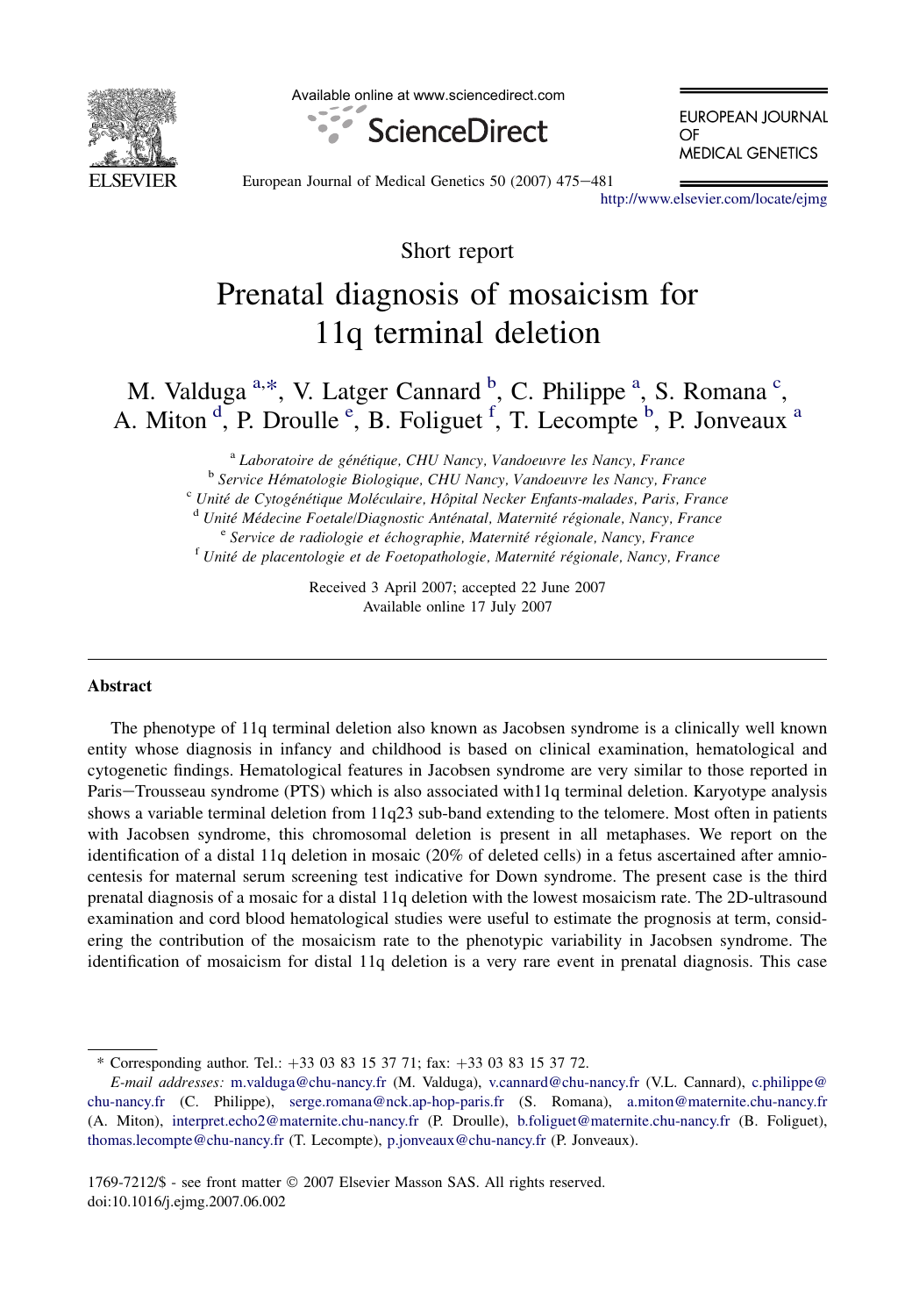Short report

# Prenatal diagnosis of mosaicism for 11q terminal deletion

M. Valduga [a,*], V. Latger Cannard [b], C. Philippe [a], S. Romana [c], A. Miton [d], P. Droulle [e], B. Foliguet [f], T. Lecompte [b], P. Jonveaux [a]

[a] *Laboratoire de génétique, CHU Nancy, Vandoeuvre les Nancy, France*

[b] *Service Hématologie Biologique, CHU Nancy, Vandoeuvre les Nancy, France*

[c] *Unité de Cytogénétique Moléculaire, Hôpital Necker Enfants-malades, Paris, France*

[d] *Unité Médecine Foetale/Diagnostic Anténatal, Maternité régionale, Nancy, France*

[e] *Service de radiologie et échographie, Maternité régionale, Nancy, France*

[f] *Unité de placentologie et de Foetopathologie, Maternité régionale, Nancy, France*

Received 3 April 2007; accepted 22 June 2007
Available online 17 July 2007

## Abstract

The phenotype of 11q terminal deletion also known as Jacobsen syndrome is a clinically well known entity whose diagnosis in infancy and childhood is based on clinical examination, hematological and cytogenetic findings. Hematological features in Jacobsen syndrome are very similar to those reported in Paris−Trousseau syndrome (PTS) which is also associated with11q terminal deletion. Karyotype analysis shows a variable terminal deletion from 11q23 sub-band extending to the telomere. Most often in patients with Jacobsen syndrome, this chromosomal deletion is present in all metaphases. We report on the identification of a distal 11q deletion in mosaic (20% of deleted cells) in a fetus ascertained after amniocentesis for maternal serum screening test indicative for Down syndrome. The present case is the third prenatal diagnosis of a mosaic for a distal 11q deletion with the lowest mosaicism rate. The 2D-ultrasound examination and cord blood hematological studies were useful to estimate the prognosis at term, considering the contribution of the mosaicism rate to the phenotypic variability in Jacobsen syndrome. The identification of mosaicism for distal 11q deletion is a very rare event in prenatal diagnosis. This case

* Corresponding author. Tel.: +33 03 83 15 37 71; fax: +33 03 83 15 37 72.

*E-mail addresses:* m.valduga@chu-nancy.fr (M. Valduga), v.cannard@chu-nancy.fr (V.L. Cannard), c.philippe@chu-nancy.fr (C. Philippe), serge.romana@nck.ap-hop-paris.fr (S. Romana), a.miton@maternite.chu-nancy.fr (A. Miton), interpret.echo2@maternite.chu-nancy.fr (P. Droulle), b.foliguet@maternite.chu-nancy.fr (B. Foliguet), thomas.lecompte@chu-nancy.fr (T. Lecompte), p.jonveaux@chu-nancy.fr (P. Jonveaux).

1769-7212/$ - see front matter © 2007 Elsevier Masson SAS. All rights reserved.
doi:10.1016/j.ejmg.2007.06.002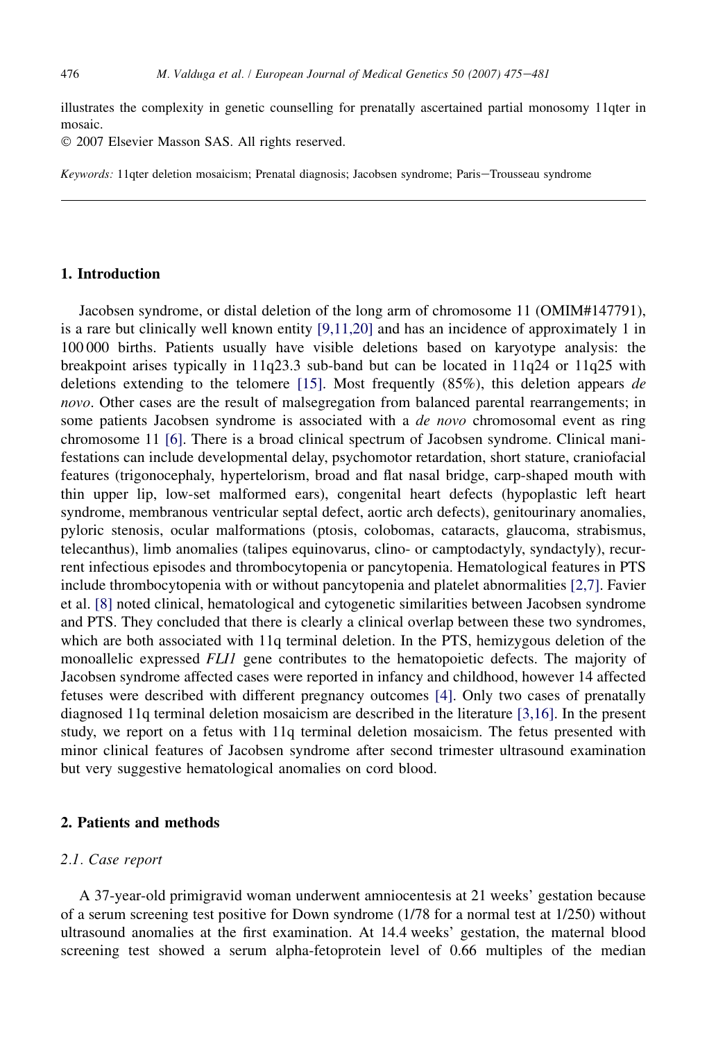illustrates the complexity in genetic counselling for prenatally ascertained partial monosomy 11qter in mosaic.

© 2007 Elsevier Masson SAS. All rights reserved.

*Keywords:* 11qter deletion mosaicism; Prenatal diagnosis; Jacobsen syndrome; Paris–Trousseau syndrome

## 1. Introduction

Jacobsen syndrome, or distal deletion of the long arm of chromosome 11 (OMIM#147791), is a rare but clinically well known entity [9,11,20] and has an incidence of approximately 1 in 100 000 births. Patients usually have visible deletions based on karyotype analysis: the breakpoint arises typically in 11q23.3 sub-band but can be located in 11q24 or 11q25 with deletions extending to the telomere [15]. Most frequently (85%), this deletion appears *de novo*. Other cases are the result of malsegregation from balanced parental rearrangements; in some patients Jacobsen syndrome is associated with a *de novo* chromosomal event as ring chromosome 11 [6]. There is a broad clinical spectrum of Jacobsen syndrome. Clinical manifestations can include developmental delay, psychomotor retardation, short stature, craniofacial features (trigonocephaly, hypertelorism, broad and flat nasal bridge, carp-shaped mouth with thin upper lip, low-set malformed ears), congenital heart defects (hypoplastic left heart syndrome, membranous ventricular septal defect, aortic arch defects), genitourinary anomalies, pyloric stenosis, ocular malformations (ptosis, colobomas, cataracts, glaucoma, strabismus, telecanthus), limb anomalies (talipes equinovarus, clino- or camptodactyly, syndactyly), recurrent infectious episodes and thrombocytopenia or pancytopenia. Hematological features in PTS include thrombocytopenia with or without pancytopenia and platelet abnormalities [2,7]. Favier et al. [8] noted clinical, hematological and cytogenetic similarities between Jacobsen syndrome and PTS. They concluded that there is clearly a clinical overlap between these two syndromes, which are both associated with 11q terminal deletion. In the PTS, hemizygous deletion of the monoallelic expressed *FLI1* gene contributes to the hematopoietic defects. The majority of Jacobsen syndrome affected cases were reported in infancy and childhood, however 14 affected fetuses were described with different pregnancy outcomes [4]. Only two cases of prenatally diagnosed 11q terminal deletion mosaicism are described in the literature [3,16]. In the present study, we report on a fetus with 11q terminal deletion mosaicism. The fetus presented with minor clinical features of Jacobsen syndrome after second trimester ultrasound examination but very suggestive hematological anomalies on cord blood.

## 2. Patients and methods

### 2.1. Case report

A 37-year-old primigravid woman underwent amniocentesis at 21 weeks' gestation because of a serum screening test positive for Down syndrome (1/78 for a normal test at 1/250) without ultrasound anomalies at the first examination. At 14.4 weeks' gestation, the maternal blood screening test showed a serum alpha-fetoprotein level of 0.66 multiples of the median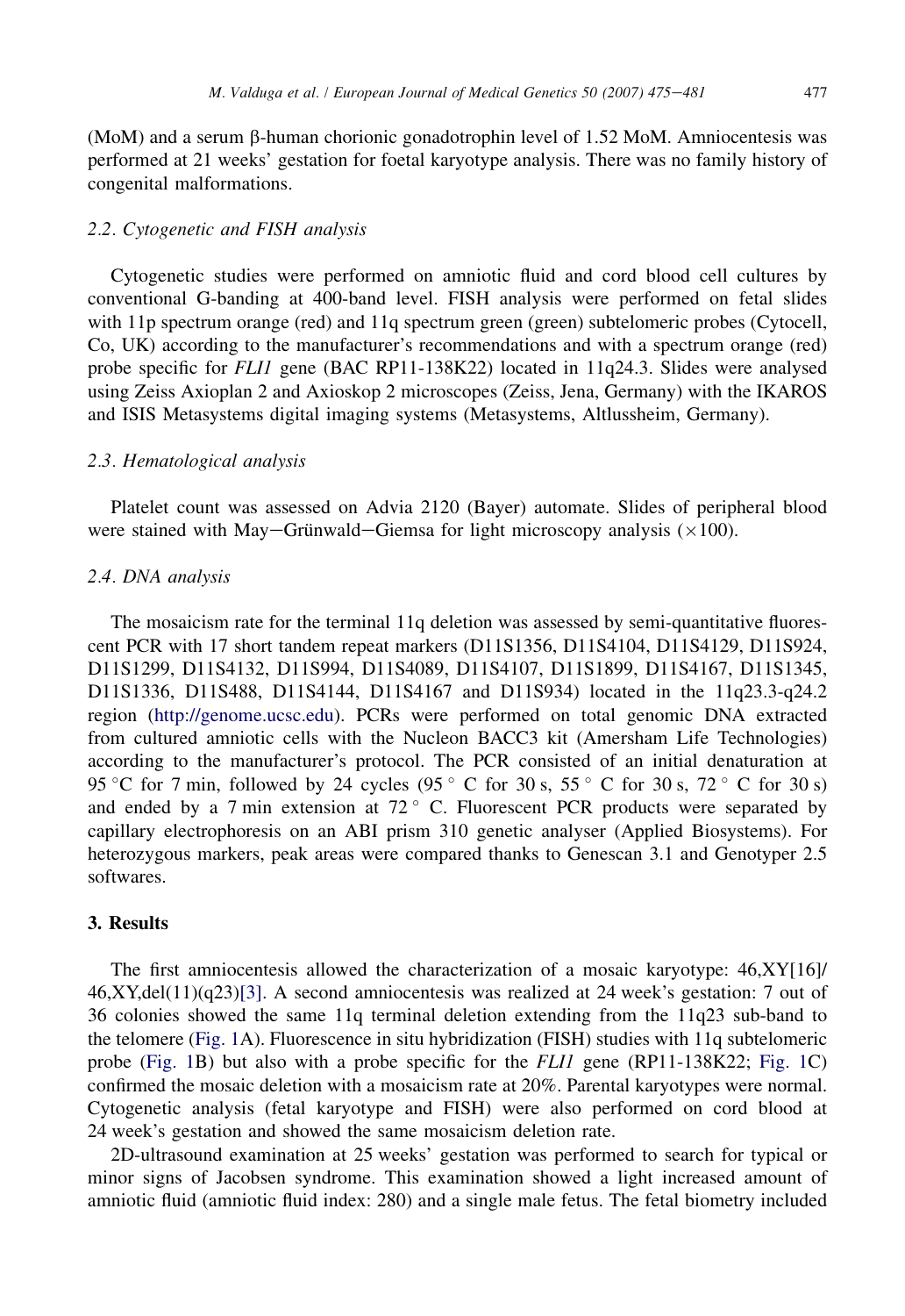(MoM) and a serum β-human chorionic gonadotrophin level of 1.52 MoM. Amniocentesis was performed at 21 weeks' gestation for foetal karyotype analysis. There was no family history of congenital malformations.

### 2.2. Cytogenetic and FISH analysis

Cytogenetic studies were performed on amniotic fluid and cord blood cell cultures by conventional G-banding at 400-band level. FISH analysis were performed on fetal slides with 11p spectrum orange (red) and 11q spectrum green (green) subtelomeric probes (Cytocell, Co, UK) according to the manufacturer's recommendations and with a spectrum orange (red) probe specific for *FLI1* gene (BAC RP11-138K22) located in 11q24.3. Slides were analysed using Zeiss Axioplan 2 and Axioskop 2 microscopes (Zeiss, Jena, Germany) with the IKAROS and ISIS Metasystems digital imaging systems (Metasystems, Altlussheim, Germany).

### 2.3. Hematological analysis

Platelet count was assessed on Advia 2120 (Bayer) automate. Slides of peripheral blood were stained with May–Grünwald–Giemsa for light microscopy analysis (×100).

### 2.4. DNA analysis

The mosaicism rate for the terminal 11q deletion was assessed by semi-quantitative fluorescent PCR with 17 short tandem repeat markers (D11S1356, D11S4104, D11S4129, D11S924, D11S1299, D11S4132, D11S994, D11S4089, D11S4107, D11S1899, D11S4167, D11S1345, D11S1336, D11S488, D11S4144, D11S4167 and D11S934) located in the 11q23.3-q24.2 region (http://genome.ucsc.edu). PCRs were performed on total genomic DNA extracted from cultured amniotic cells with the Nucleon BACC3 kit (Amersham Life Technologies) according to the manufacturer's protocol. The PCR consisted of an initial denaturation at 95 °C for 7 min, followed by 24 cycles (95 ° C for 30 s, 55 ° C for 30 s, 72 ° C for 30 s) and ended by a 7 min extension at 72 ° C. Fluorescent PCR products were separated by capillary electrophoresis on an ABI prism 310 genetic analyser (Applied Biosystems). For heterozygous markers, peak areas were compared thanks to Genescan 3.1 and Genotyper 2.5 softwares.

## 3. Results

The first amniocentesis allowed the characterization of a mosaic karyotype: 46,XY[16]/46,XY,del(11)(q23)[3]. A second amniocentesis was realized at 24 week's gestation: 7 out of 36 colonies showed the same 11q terminal deletion extending from the 11q23 sub-band to the telomere (Fig. 1A). Fluorescence in situ hybridization (FISH) studies with 11q subtelomeric probe (Fig. 1B) but also with a probe specific for the *FLI1* gene (RP11-138K22; Fig. 1C) confirmed the mosaic deletion with a mosaicism rate at 20%. Parental karyotypes were normal. Cytogenetic analysis (fetal karyotype and FISH) were also performed on cord blood at 24 week's gestation and showed the same mosaicism deletion rate.

2D-ultrasound examination at 25 weeks' gestation was performed to search for typical or minor signs of Jacobsen syndrome. This examination showed a light increased amount of amniotic fluid (amniotic fluid index: 280) and a single male fetus. The fetal biometry included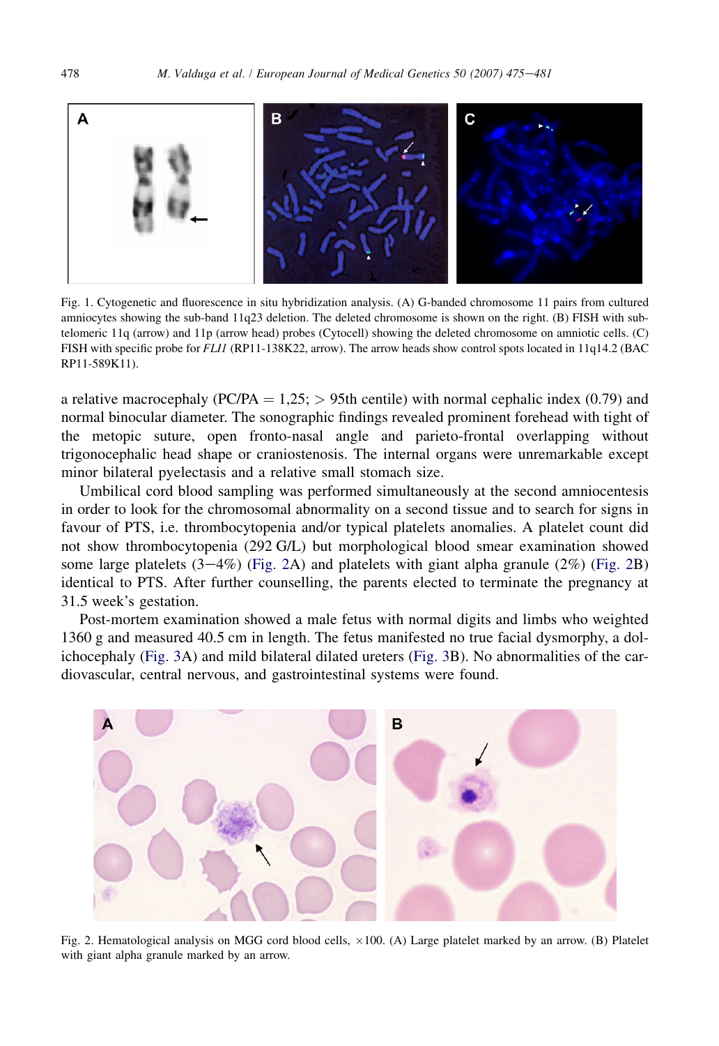Fig. 1. Cytogenetic and fluorescence in situ hybridization analysis. (A) G-banded chromosome 11 pairs from cultured amniocytes showing the sub-band 11q23 deletion. The deleted chromosome is shown on the right. (B) FISH with sub-telomeric 11q (arrow) and 11p (arrow head) probes (Cytocell) showing the deleted chromosome on amniotic cells. (C) FISH with specific probe for *FLI1* (RP11-138K22, arrow). The arrow heads show control spots located in 11q14.2 (BAC RP11-589K11).

a relative macrocephaly (PC/PA = 1,25; > 95th centile) with normal cephalic index (0.79) and normal binocular diameter. The sonographic findings revealed prominent forehead with tight of the metopic suture, open fronto-nasal angle and parieto-frontal overlapping without trigonocephalic head shape or craniostenosis. The internal organs were unremarkable except minor bilateral pyelectasis and a relative small stomach size.

Umbilical cord blood sampling was performed simultaneously at the second amniocentesis in order to look for the chromosomal abnormality on a second tissue and to search for signs in favour of PTS, i.e. thrombocytopenia and/or typical platelets anomalies. A platelet count did not show thrombocytopenia (292 G/L) but morphological blood smear examination showed some large platelets (3–4%) (Fig. 2A) and platelets with giant alpha granule (2%) (Fig. 2B) identical to PTS. After further counselling, the parents elected to terminate the pregnancy at 31.5 week's gestation.

Post-mortem examination showed a male fetus with normal digits and limbs who weighted 1360 g and measured 40.5 cm in length. The fetus manifested no true facial dysmorphy, a dolichocephaly (Fig. 3A) and mild bilateral dilated ureters (Fig. 3B). No abnormalities of the cardiovascular, central nervous, and gastrointestinal systems were found.

Fig. 2. Hematological analysis on MGG cord blood cells, ×100. (A) Large platelet marked by an arrow. (B) Platelet with giant alpha granule marked by an arrow.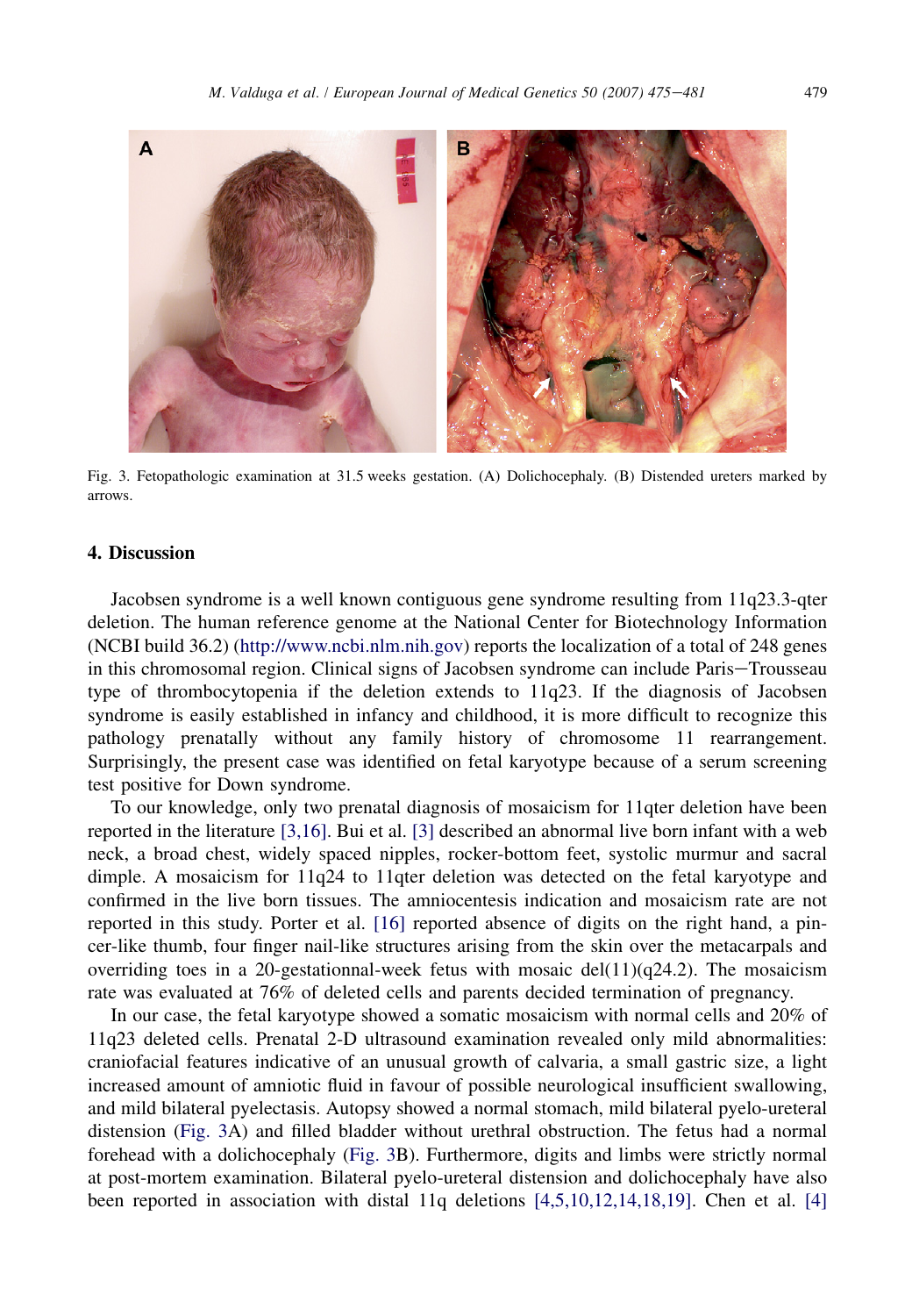Fig. 3. Fetopathologic examination at 31.5 weeks gestation. (A) Dolichocephaly. (B) Distended ureters marked by arrows.

## 4. Discussion

Jacobsen syndrome is a well known contiguous gene syndrome resulting from 11q23.3-qter deletion. The human reference genome at the National Center for Biotechnology Information (NCBI build 36.2) (http://www.ncbi.nlm.nih.gov) reports the localization of a total of 248 genes in this chromosomal region. Clinical signs of Jacobsen syndrome can include Paris−Trousseau type of thrombocytopenia if the deletion extends to 11q23. If the diagnosis of Jacobsen syndrome is easily established in infancy and childhood, it is more difficult to recognize this pathology prenatally without any family history of chromosome 11 rearrangement. Surprisingly, the present case was identified on fetal karyotype because of a serum screening test positive for Down syndrome.

To our knowledge, only two prenatal diagnosis of mosaicism for 11qter deletion have been reported in the literature [3,16]. Bui et al. [3] described an abnormal live born infant with a web neck, a broad chest, widely spaced nipples, rocker-bottom feet, systolic murmur and sacral dimple. A mosaicism for 11q24 to 11qter deletion was detected on the fetal karyotype and confirmed in the live born tissues. The amniocentesis indication and mosaicism rate are not reported in this study. Porter et al. [16] reported absence of digits on the right hand, a pincer-like thumb, four finger nail-like structures arising from the skin over the metacarpals and overriding toes in a 20-gestationnal-week fetus with mosaic del(11)(q24.2). The mosaicism rate was evaluated at 76% of deleted cells and parents decided termination of pregnancy.

In our case, the fetal karyotype showed a somatic mosaicism with normal cells and 20% of 11q23 deleted cells. Prenatal 2-D ultrasound examination revealed only mild abnormalities: craniofacial features indicative of an unusual growth of calvaria, a small gastric size, a light increased amount of amniotic fluid in favour of possible neurological insufficient swallowing, and mild bilateral pyelectasis. Autopsy showed a normal stomach, mild bilateral pyelo-ureteral distension (Fig. 3A) and filled bladder without urethral obstruction. The fetus had a normal forehead with a dolichocephaly (Fig. 3B). Furthermore, digits and limbs were strictly normal at post-mortem examination. Bilateral pyelo-ureteral distension and dolichocephaly have also been reported in association with distal 11q deletions [4,5,10,12,14,18,19]. Chen et al. [4]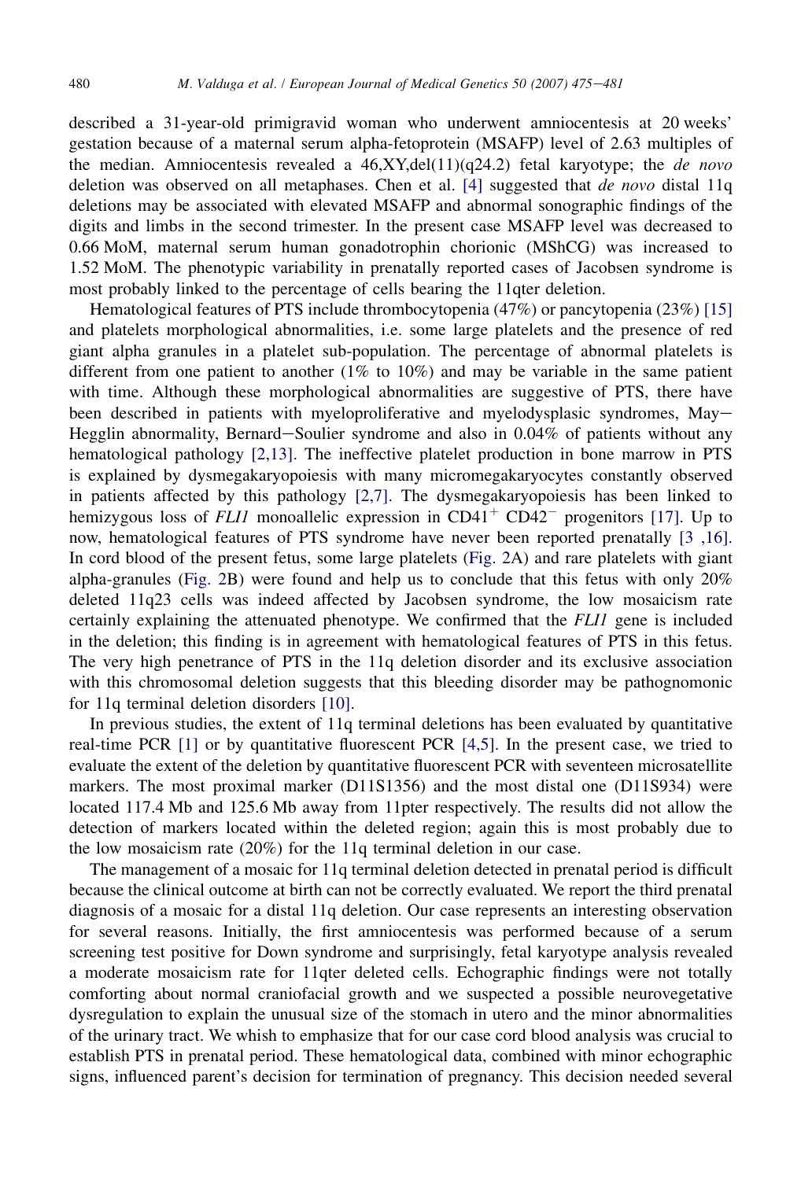described a 31-year-old primigravid woman who underwent amniocentesis at 20 weeks' gestation because of a maternal serum alpha-fetoprotein (MSAFP) level of 2.63 multiples of the median. Amniocentesis revealed a 46,XY,del(11)(q24.2) fetal karyotype; the *de novo* deletion was observed on all metaphases. Chen et al. [4] suggested that *de novo* distal 11q deletions may be associated with elevated MSAFP and abnormal sonographic findings of the digits and limbs in the second trimester. In the present case MSAFP level was decreased to 0.66 MoM, maternal serum human gonadotrophin chorionic (MShCG) was increased to 1.52 MoM. The phenotypic variability in prenatally reported cases of Jacobsen syndrome is most probably linked to the percentage of cells bearing the 11qter deletion.

Hematological features of PTS include thrombocytopenia (47%) or pancytopenia (23%) [15] and platelets morphological abnormalities, i.e. some large platelets and the presence of red giant alpha granules in a platelet sub-population. The percentage of abnormal platelets is different from one patient to another (1% to 10%) and may be variable in the same patient with time. Although these morphological abnormalities are suggestive of PTS, there have been described in patients with myeloproliferative and myelodysplasic syndromes, May–Hegglin abnormality, Bernard–Soulier syndrome and also in 0.04% of patients without any hematological pathology [2,13]. The ineffective platelet production in bone marrow in PTS is explained by dysmegakaryopoiesis with many micromegakaryocytes constantly observed in patients affected by this pathology [2,7]. The dysmegakaryopoiesis has been linked to hemizygous loss of *FLI1* monoallelic expression in $CD41^{+}$ $CD42^{-}$ progenitors [17]. Up to now, hematological features of PTS syndrome have never been reported prenatally [3 ,16]. In cord blood of the present fetus, some large platelets (Fig. 2A) and rare platelets with giant alpha-granules (Fig. 2B) were found and help us to conclude that this fetus with only 20% deleted 11q23 cells was indeed affected by Jacobsen syndrome, the low mosaicism rate certainly explaining the attenuated phenotype. We confirmed that the *FLI1* gene is included in the deletion; this finding is in agreement with hematological features of PTS in this fetus. The very high penetrance of PTS in the 11q deletion disorder and its exclusive association with this chromosomal deletion suggests that this bleeding disorder may be pathognomonic for 11q terminal deletion disorders [10].

In previous studies, the extent of 11q terminal deletions has been evaluated by quantitative real-time PCR [1] or by quantitative fluorescent PCR [4,5]. In the present case, we tried to evaluate the extent of the deletion by quantitative fluorescent PCR with seventeen microsatellite markers. The most proximal marker (D11S1356) and the most distal one (D11S934) were located 117.4 Mb and 125.6 Mb away from 11pter respectively. The results did not allow the detection of markers located within the deleted region; again this is most probably due to the low mosaicism rate (20%) for the 11q terminal deletion in our case.

The management of a mosaic for 11q terminal deletion detected in prenatal period is difficult because the clinical outcome at birth can not be correctly evaluated. We report the third prenatal diagnosis of a mosaic for a distal 11q deletion. Our case represents an interesting observation for several reasons. Initially, the first amniocentesis was performed because of a serum screening test positive for Down syndrome and surprisingly, fetal karyotype analysis revealed a moderate mosaicism rate for 11qter deleted cells. Echographic findings were not totally comforting about normal craniofacial growth and we suspected a possible neurovegetative dysregulation to explain the unusual size of the stomach in utero and the minor abnormalities of the urinary tract. We whish to emphasize that for our case cord blood analysis was crucial to establish PTS in prenatal period. These hematological data, combined with minor echographic signs, influenced parent's decision for termination of pregnancy. This decision needed several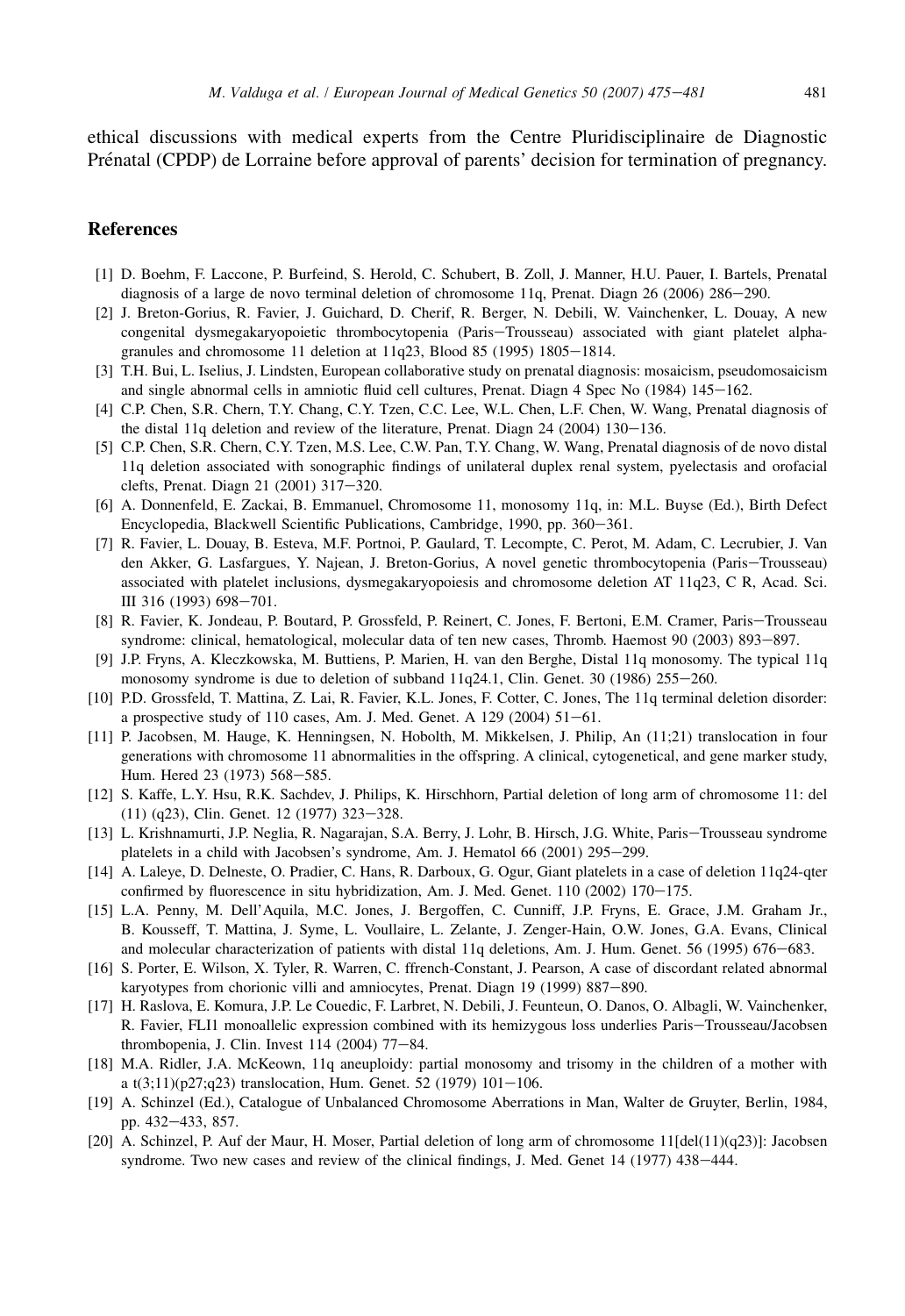ethical discussions with medical experts from the Centre Pluridisciplinaire de Diagnostic Prénatal (CPDP) de Lorraine before approval of parents' decision for termination of pregnancy.

## References

[1] D. Boehm, F. Laccone, P. Burfeind, S. Herold, C. Schubert, B. Zoll, J. Manner, H.U. Pauer, I. Bartels, Prenatal diagnosis of a large de novo terminal deletion of chromosome 11q, Prenat. Diagn 26 (2006) 286–290.

[2] J. Breton-Gorius, R. Favier, J. Guichard, D. Cherif, R. Berger, N. Debili, W. Vainchenker, L. Douay, A new congenital dysmegakaryopoietic thrombocytopenia (Paris–Trousseau) associated with giant platelet alpha-granules and chromosome 11 deletion at 11q23, Blood 85 (1995) 1805–1814.

[3] T.H. Bui, L. Iselius, J. Lindsten, European collaborative study on prenatal diagnosis: mosaicism, pseudomosaicism and single abnormal cells in amniotic fluid cell cultures, Prenat. Diagn 4 Spec No (1984) 145–162.

[4] C.P. Chen, S.R. Chern, T.Y. Chang, C.Y. Tzen, C.C. Lee, W.L. Chen, L.F. Chen, W. Wang, Prenatal diagnosis of the distal 11q deletion and review of the literature, Prenat. Diagn 24 (2004) 130–136.

[5] C.P. Chen, S.R. Chern, C.Y. Tzen, M.S. Lee, C.W. Pan, T.Y. Chang, W. Wang, Prenatal diagnosis of de novo distal 11q deletion associated with sonographic findings of unilateral duplex renal system, pyelectasis and orofacial clefts, Prenat. Diagn 21 (2001) 317–320.

[6] A. Donnenfeld, E. Zackai, B. Emmanuel, Chromosome 11, monosomy 11q, in: M.L. Buyse (Ed.), Birth Defect Encyclopedia, Blackwell Scientific Publications, Cambridge, 1990, pp. 360–361.

[7] R. Favier, L. Douay, B. Esteva, M.F. Portnoi, P. Gaulard, T. Lecompte, C. Perot, M. Adam, C. Lecrubier, J. Van den Akker, G. Lasfargues, Y. Najean, J. Breton-Gorius, A novel genetic thrombocytopenia (Paris–Trousseau) associated with platelet inclusions, dysmegakaryopoiesis and chromosome deletion AT 11q23, C R, Acad. Sci. III 316 (1993) 698–701.

[8] R. Favier, K. Jondeau, P. Boutard, P. Grossfeld, P. Reinert, C. Jones, F. Bertoni, E.M. Cramer, Paris–Trousseau syndrome: clinical, hematological, molecular data of ten new cases, Thromb. Haemost 90 (2003) 893–897.

[9] J.P. Fryns, A. Kleczkowska, M. Buttiens, P. Marien, H. van den Berghe, Distal 11q monosomy. The typical 11q monosomy syndrome is due to deletion of subband 11q24.1, Clin. Genet. 30 (1986) 255–260.

[10] P.D. Grossfeld, T. Mattina, Z. Lai, R. Favier, K.L. Jones, F. Cotter, C. Jones, The 11q terminal deletion disorder: a prospective study of 110 cases, Am. J. Med. Genet. A 129 (2004) 51–61.

[11] P. Jacobsen, M. Hauge, K. Henningsen, N. Hobolth, M. Mikkelsen, J. Philip, An (11;21) translocation in four generations with chromosome 11 abnormalities in the offspring. A clinical, cytogenetical, and gene marker study, Hum. Hered 23 (1973) 568–585.

[12] S. Kaffe, L.Y. Hsu, R.K. Sachdev, J. Philips, K. Hirschhorn, Partial deletion of long arm of chromosome 11: del (11) (q23), Clin. Genet. 12 (1977) 323–328.

[13] L. Krishnamurti, J.P. Neglia, R. Nagarajan, S.A. Berry, J. Lohr, B. Hirsch, J.G. White, Paris–Trousseau syndrome platelets in a child with Jacobsen's syndrome, Am. J. Hematol 66 (2001) 295–299.

[14] A. Laleye, D. Delneste, O. Pradier, C. Hans, R. Darboux, G. Ogur, Giant platelets in a case of deletion 11q24-qter confirmed by fluorescence in situ hybridization, Am. J. Med. Genet. 110 (2002) 170–175.

[15] L.A. Penny, M. Dell'Aquila, M.C. Jones, J. Bergoffen, C. Cunniff, J.P. Fryns, E. Grace, J.M. Graham Jr., B. Kousseff, T. Mattina, J. Syme, L. Voullaire, L. Zelante, J. Zenger-Hain, O.W. Jones, G.A. Evans, Clinical and molecular characterization of patients with distal 11q deletions, Am. J. Hum. Genet. 56 (1995) 676–683.

[16] S. Porter, E. Wilson, X. Tyler, R. Warren, C. ffrench-Constant, J. Pearson, A case of discordant related abnormal karyotypes from chorionic villi and amniocytes, Prenat. Diagn 19 (1999) 887–890.

[17] H. Raslova, E. Komura, J.P. Le Couedic, F. Larbret, N. Debili, J. Feunteun, O. Danos, O. Albagli, W. Vainchenker, R. Favier, FLI1 monoallelic expression combined with its hemizygous loss underlies Paris–Trousseau/Jacobsen thrombopenia, J. Clin. Invest 114 (2004) 77–84.

[18] M.A. Ridler, J.A. McKeown, 11q aneuploidy: partial monosomy and trisomy in the children of a mother with a t(3;11)(p27;q23) translocation, Hum. Genet. 52 (1979) 101–106.

[19] A. Schinzel (Ed.), Catalogue of Unbalanced Chromosome Aberrations in Man, Walter de Gruyter, Berlin, 1984, pp. 432–433, 857.

[20] A. Schinzel, P. Auf der Maur, H. Moser, Partial deletion of long arm of chromosome 11[del(11)(q23)]: Jacobsen syndrome. Two new cases and review of the clinical findings, J. Med. Genet 14 (1977) 438–444.